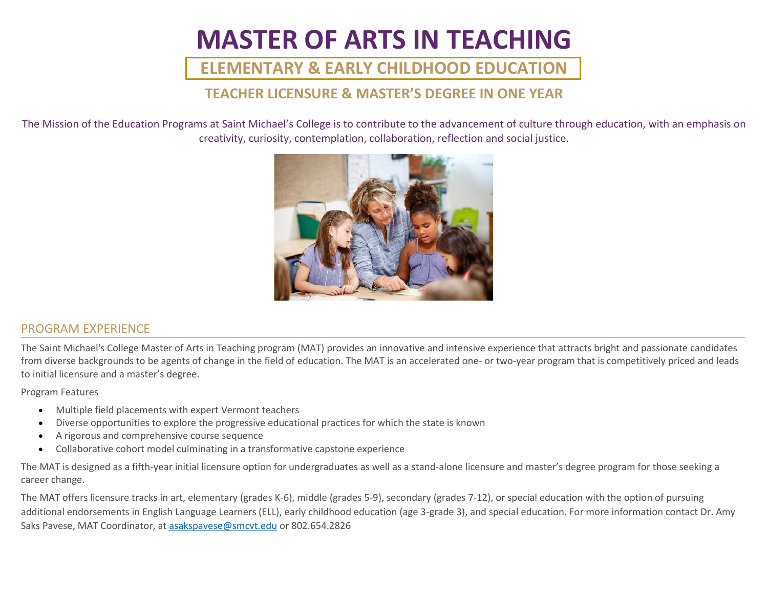# MASTER OF ARTS IN TEACHING

## ELEMENTARY & EARLY CHILDHOOD EDUCATION

### TEACHER LICENSURE & MASTER'S DEGREE IN ONE YEAR

The Mission of the Education Programs at Saint Michael's College is to contribute to the advancement of culture through education, with an emphasis on creativity, curiosity, contemplation, collaboration, reflection and social justice.

## PROGRAM EXPERIENCE

The Saint Michael's College Master of Arts in Teaching program (MAT) provides an innovative and intensive experience that attracts bright and passionate candidates from diverse backgrounds to be agents of change in the field of education. The MAT is an accelerated one- or two-year program that is competitively priced and leads to initial licensure and a master's degree.

Program Features

- Multiple field placements with expert Vermont teachers
- Diverse opportunities to explore the progressive educational practices for which the state is known
- A rigorous and comprehensive course sequence
- Collaborative cohort model culminating in a transformative capstone experience

The MAT is designed as a fifth-year initial licensure option for undergraduates as well as a stand-alone licensure and master's degree program for those seeking a career change.

The MAT offers licensure tracks in art, elementary (grades K-6), middle (grades 5-9), secondary (grades 7-12), or special education with the option of pursuing additional endorsements in English Language Learners (ELL), early childhood education (age 3-grade 3), and special education. For more information contact Dr. Amy Saks Pavese, MAT Coordinator, at asakspavese@smcvt.edu or 802.654.2826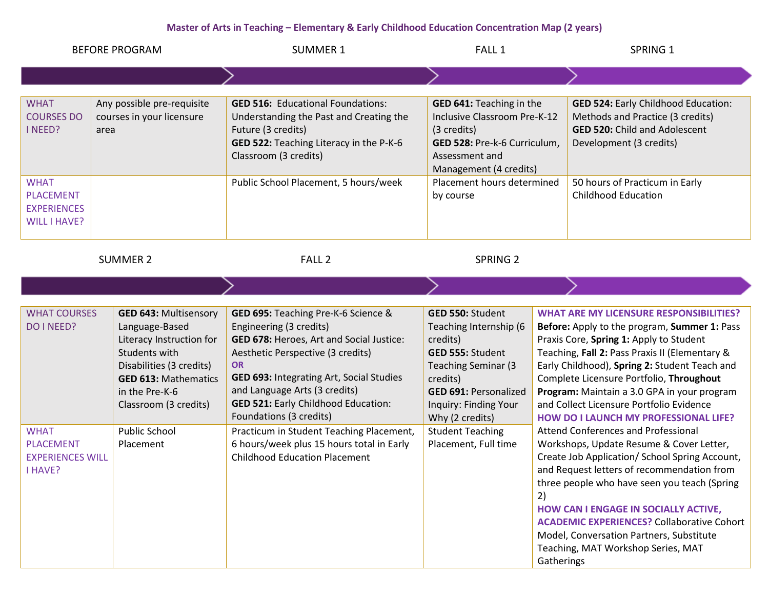# Master of Arts in Teaching – Elementary & Early Childhood Education Concentration Map (2 years)

| | BEFORE PROGRAM | SUMMER 1 | FALL 1 | SPRING 1 |
|---|---|---|---|---|
| WHAT COURSES DO I NEED? | Any possible pre-requisite courses in your licensure area | **GED 516:** Educational Foundations: Understanding the Past and Creating the Future (3 credits)<br>**GED 522:** Teaching Literacy in the P-K-6 Classroom (3 credits) | **GED 641:** Teaching in the Inclusive Classroom Pre-K-12 (3 credits)<br>**GED 528:** Pre-k-6 Curriculum, Assessment and Management (4 credits) | **GED 524:** Early Childhood Education: Methods and Practice (3 credits)<br>**GED 520:** Child and Adolescent Development (3 credits) |
| WHAT PLACEMENT EXPERIENCES WILL I HAVE? | | Public School Placement, 5 hours/week | Placement hours determined by course | 50 hours of Practicum in Early Childhood Education |

| | SUMMER 2 | FALL 2 | SPRING 2 | |
|---|---|---|---|---|
| WHAT COURSES DO I NEED? | **GED 643:** Multisensory Language-Based Literacy Instruction for Students with Disabilities (3 credits)<br>**GED 613:** Mathematics in the Pre-K-6 Classroom (3 credits) | **GED 695:** Teaching Pre-K-6 Science & Engineering (3 credits)<br>**GED 678:** Heroes, Art and Social Justice: Aesthetic Perspective (3 credits)<br>**OR**<br>**GED 693:** Integrating Art, Social Studies and Language Arts (3 credits)<br>**GED 521:** Early Childhood Education: Foundations (3 credits) | **GED 550:** Student Teaching Internship (6 credits)<br>**GED 555:** Student Teaching Seminar (3 credits)<br>**GED 691:** Personalized Inquiry: Finding Your Why (2 credits) | **WHAT ARE MY LICENSURE RESPONSIBILITIES?**<br>**Before:** Apply to the program, **Summer 1:** Pass Praxis Core, **Spring 1:** Apply to Student Teaching, **Fall 2:** Pass Praxis II (Elementary & Early Childhood), **Spring 2:** Student Teach and Complete Licensure Portfolio, **Throughout Program:** Maintain a 3.0 GPA in your program and Collect Licensure Portfolio Evidence<br>**HOW DO I LAUNCH MY PROFESSIONAL LIFE?**<br>Attend Conferences and Professional Workshops, Update Resume & Cover Letter, Create Job Application/ School Spring Account, and Request letters of recommendation from three people who have seen you teach (Spring 2)<br>**HOW CAN I ENGAGE IN SOCIALLY ACTIVE, ACADEMIC EXPERIENCES?** Collaborative Cohort Model, Conversation Partners, Substitute Teaching, MAT Workshop Series, MAT Gatherings |
| WHAT PLACEMENT EXPERIENCES WILL I HAVE? | Public School Placement | Practicum in Student Teaching Placement, 6 hours/week plus 15 hours total in Early Childhood Education Placement | Student Teaching Placement, Full time | |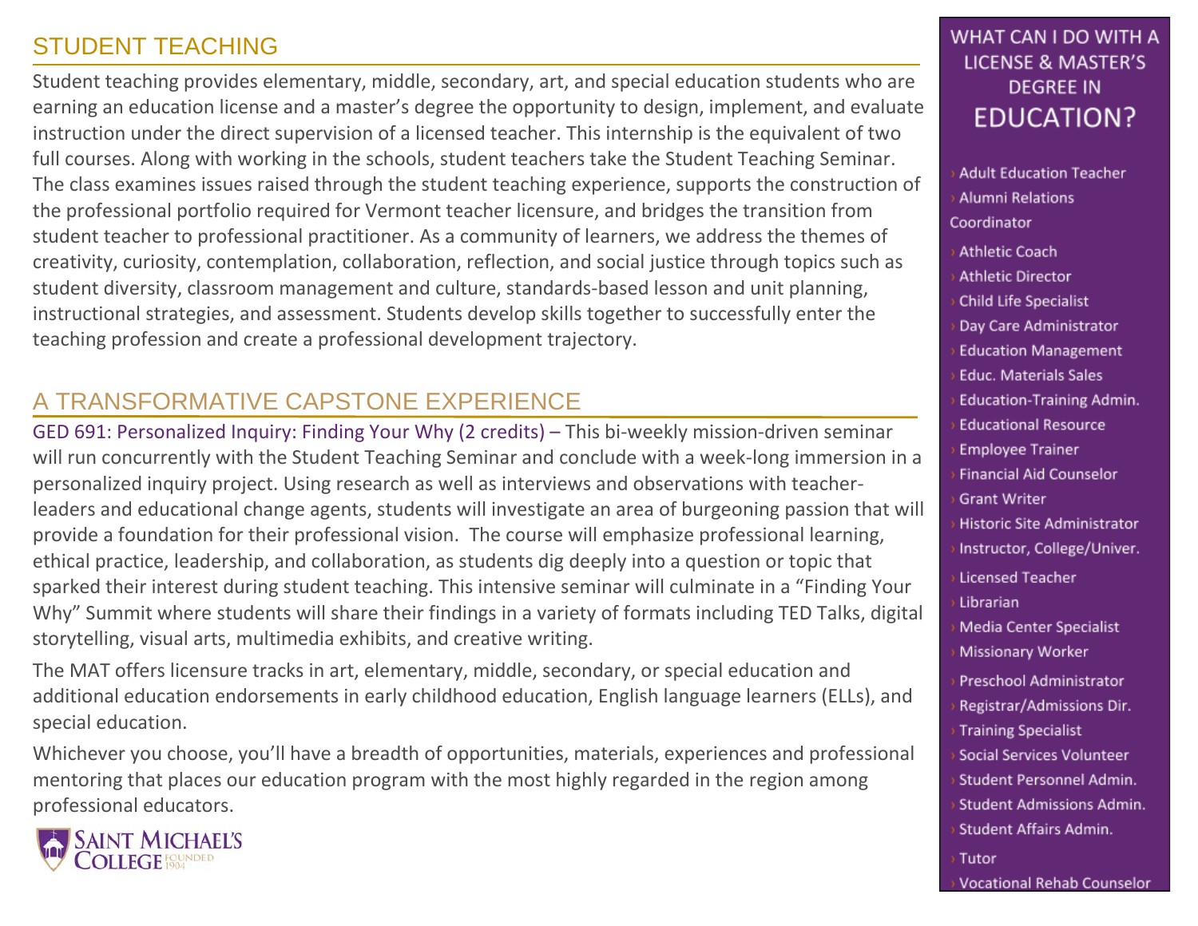## STUDENT TEACHING

Student teaching provides elementary, middle, secondary, art, and special education students who are earning an education license and a master's degree the opportunity to design, implement, and evaluate instruction under the direct supervision of a licensed teacher. This internship is the equivalent of two full courses. Along with working in the schools, student teachers take the Student Teaching Seminar. The class examines issues raised through the student teaching experience, supports the construction of the professional portfolio required for Vermont teacher licensure, and bridges the transition from student teacher to professional practitioner. As a community of learners, we address the themes of creativity, curiosity, contemplation, collaboration, reflection, and social justice through topics such as student diversity, classroom management and culture, standards-based lesson and unit planning, instructional strategies, and assessment. Students develop skills together to successfully enter the teaching profession and create a professional development trajectory.

## A TRANSFORMATIVE CAPSTONE EXPERIENCE

GED 691: Personalized Inquiry: Finding Your Why (2 credits) – This bi-weekly mission-driven seminar will run concurrently with the Student Teaching Seminar and conclude with a week-long immersion in a personalized inquiry project. Using research as well as interviews and observations with teacher-leaders and educational change agents, students will investigate an area of burgeoning passion that will provide a foundation for their professional vision. The course will emphasize professional learning, ethical practice, leadership, and collaboration, as students dig deeply into a question or topic that sparked their interest during student teaching. This intensive seminar will culminate in a "Finding Your Why" Summit where students will share their findings in a variety of formats including TED Talks, digital storytelling, visual arts, multimedia exhibits, and creative writing.

The MAT offers licensure tracks in art, elementary, middle, secondary, or special education and additional education endorsements in early childhood education, English language learners (ELLs), and special education.

Whichever you choose, you'll have a breadth of opportunities, materials, experiences and professional mentoring that places our education program with the most highly regarded in the region among professional educators.

SAINT MICHAEL'S COLLEGE FOUNDED 1904

## WHAT CAN I DO WITH A LICENSE & MASTER'S DEGREE IN EDUCATION?

- Adult Education Teacher
- Alumni Relations Coordinator
- Athletic Coach
- Athletic Director
- Child Life Specialist
- Day Care Administrator
- Education Management
- Educ. Materials Sales
- Education-Training Admin.
- Educational Resource
- Employee Trainer
- Financial Aid Counselor
- Grant Writer
- Historic Site Administrator
- Instructor, College/Univer.
- Licensed Teacher
- Librarian
- Media Center Specialist
- Missionary Worker
- Preschool Administrator
- Registrar/Admissions Dir.
- Training Specialist
- Social Services Volunteer
- Student Personnel Admin.
- Student Admissions Admin.
- Student Affairs Admin.
- Tutor
- Vocational Rehab Counselor